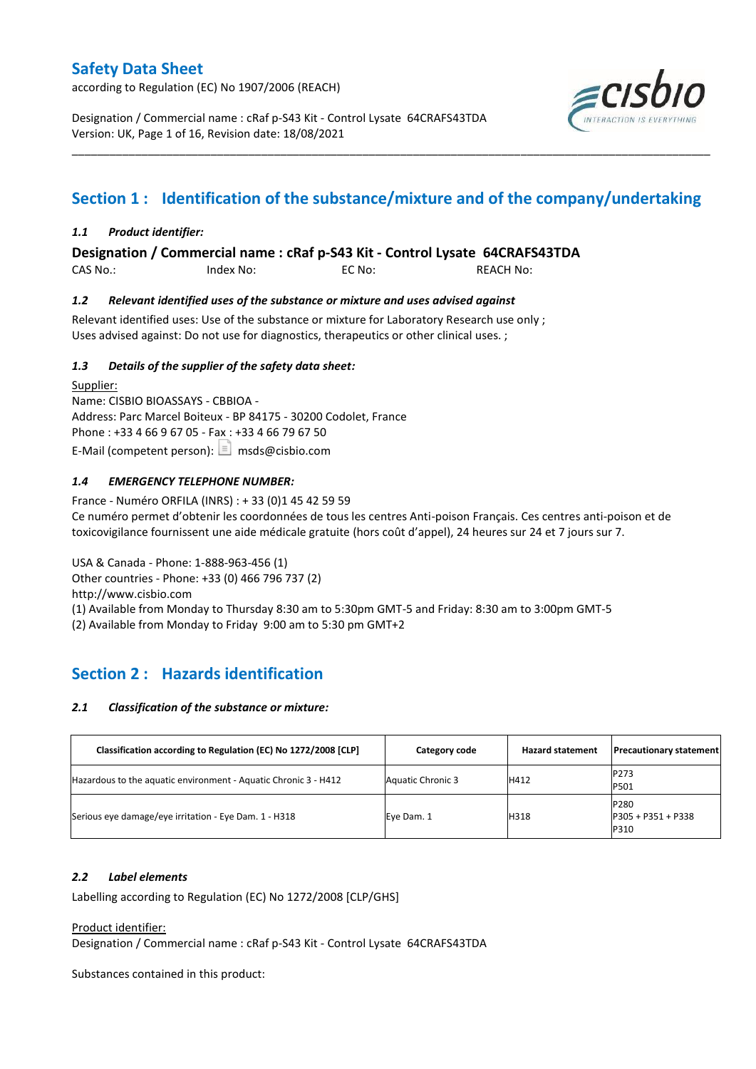# Safety Data Sheet

according to Regulation (EC) No 1907/2006 (REACH)

Designation / Commercial name : cRaf p-S43 Kit - Control Lysate 64CRAFS43TDA
Version: UK, Page 1 of 16, Revision date: 18/08/2021

## Section 1 : Identification of the substance/mixture and of the company/undertaking

### *1.1 Product identifier:*

**Designation / Commercial name : cRaf p-S43 Kit - Control Lysate 64CRAFS43TDA**

CAS No.: Index No: EC No: REACH No:

### *1.2 Relevant identified uses of the substance or mixture and uses advised against*

Relevant identified uses: Use of the substance or mixture for Laboratory Research use only ;
Uses advised against: Do not use for diagnostics, therapeutics or other clinical uses. ;

### *1.3 Details of the supplier of the safety data sheet:*

Supplier:
Name: CISBIO BIOASSAYS - CBBIOA -
Address: Parc Marcel Boiteux - BP 84175 - 30200 Codolet, France
Phone : +33 4 66 9 67 05 - Fax : +33 4 66 79 67 50
E-Mail (competent person): msds@cisbio.com

### *1.4 EMERGENCY TELEPHONE NUMBER:*

France - Numéro ORFILA (INRS) : + 33 (0)1 45 42 59 59
Ce numéro permet d'obtenir les coordonnées de tous les centres Anti-poison Français. Ces centres anti-poison et de toxicovigilance fournissent une aide médicale gratuite (hors coût d'appel), 24 heures sur 24 et 7 jours sur 7.

USA & Canada - Phone: 1-888-963-456 (1)
Other countries - Phone: +33 (0) 466 796 737 (2)
http://www.cisbio.com
(1) Available from Monday to Thursday 8:30 am to 5:30pm GMT-5 and Friday: 8:30 am to 3:00pm GMT-5
(2) Available from Monday to Friday 9:00 am to 5:30 pm GMT+2

## Section 2 : Hazards identification

### *2.1 Classification of the substance or mixture:*

| Classification according to Regulation (EC) No 1272/2008 [CLP] | Category code | Hazard statement | Precautionary statement |
|---|---|---|---|
| Hazardous to the aquatic environment - Aquatic Chronic 3 - H412 | Aquatic Chronic 3 | H412 | P273<br>P501 |
| Serious eye damage/eye irritation - Eye Dam. 1 - H318 | Eye Dam. 1 | H318 | P280<br>P305 + P351 + P338<br>P310 |

### *2.2 Label elements*

Labelling according to Regulation (EC) No 1272/2008 [CLP/GHS]

Product identifier:
Designation / Commercial name : cRaf p-S43 Kit - Control Lysate 64CRAFS43TDA

Substances contained in this product: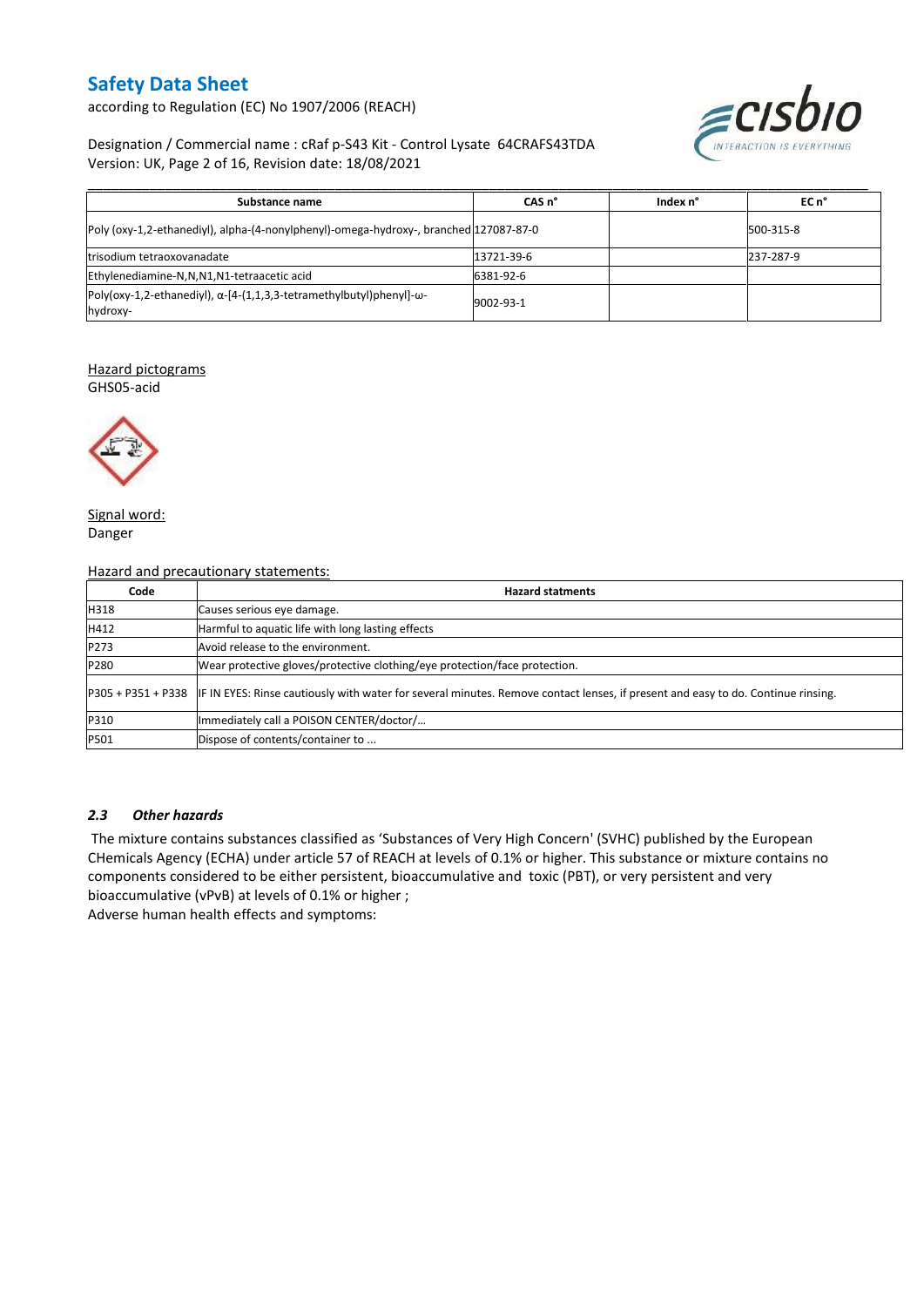| Substance name | CAS n° | Index n° | EC n° |
|---|---|---|---|
| Poly (oxy-1,2-ethanediyl), alpha-(4-nonylphenyl)-omega-hydroxy-, branched | 127087-87-0 | | 500-315-8 |
| trisodium tetraoxovanadate | 13721-39-6 | | 237-287-9 |
| Ethylenediamine-N,N,N1,N1-tetraacetic acid | 6381-92-6 | | |
| Poly(oxy-1,2-ethanediyl), α-[4-(1,1,3,3-tetramethylbutyl)phenyl]-ω-hydroxy- | 9002-93-1 | | |

Hazard pictograms

GHS05-acid

Signal word:

Danger

Hazard and precautionary statements:

| Code | Hazard statments |
|---|---|
| H318 | Causes serious eye damage. |
| H412 | Harmful to aquatic life with long lasting effects |
| P273 | Avoid release to the environment. |
| P280 | Wear protective gloves/protective clothing/eye protection/face protection. |
| P305 + P351 + P338 | IF IN EYES: Rinse cautiously with water for several minutes. Remove contact lenses, if present and easy to do. Continue rinsing. |
| P310 | Immediately call a POISON CENTER/doctor/… |
| P501 | Dispose of contents/container to ... |

### *2.3 Other hazards*

The mixture contains substances classified as 'Substances of Very High Concern' (SVHC) published by the European CHemicals Agency (ECHA) under article 57 of REACH at levels of 0.1% or higher. This substance or mixture contains no components considered to be either persistent, bioaccumulative and toxic (PBT), or very persistent and very bioaccumulative (vPvB) at levels of 0.1% or higher ;

Adverse human health effects and symptoms: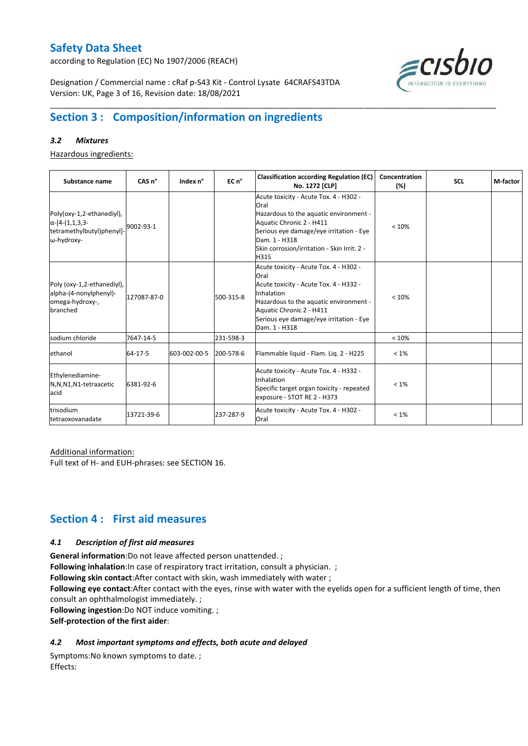## Section 3 : Composition/information on ingredients

### *3.2 Mixtures*

Hazardous ingredients:

| Substance name | CAS n° | Index n° | EC n° | Classification according Regulation (EC) No. 1272 [CLP] | Concentration (%) | SCL | M-factor |
|---|---|---|---|---|---|---|---|
| Poly(oxy-1,2-ethanediyl), α-[4-(1,1,3,3-tetramethylbutyl)phenyl]-ω-hydroxy- | 9002-93-1 | | | Acute toxicity - Acute Tox. 4 - H302 - Oral<br>Hazardous to the aquatic environment - Aquatic Chronic 2 - H411<br>Serious eye damage/eye irritation - Eye Dam. 1 - H318<br>Skin corrosion/irritation - Skin Irrit. 2 - H315 | < 10% | | |
| Poly (oxy-1,2-ethanediyl), alpha-(4-nonylphenyl)-omega-hydroxy-, branched | 127087-87-0 | | 500-315-8 | Acute toxicity - Acute Tox. 4 - H302 - Oral<br>Acute toxicity - Acute Tox. 4 - H332 - Inhalation<br>Hazardous to the aquatic environment - Aquatic Chronic 2 - H411<br>Serious eye damage/eye irritation - Eye Dam. 1 - H318 | < 10% | | |
| sodium chloride | 7647-14-5 | | 231-598-3 | | < 10% | | |
| ethanol | 64-17-5 | 603-002-00-5 | 200-578-6 | Flammable liquid - Flam. Liq. 2 - H225 | < 1% | | |
| Ethylenediamine-N,N,N1,N1-tetraacetic acid | 6381-92-6 | | | Acute toxicity - Acute Tox. 4 - H332 - Inhalation<br>Specific target organ toxicity - repeated exposure - STOT RE 2 - H373 | < 1% | | |
| trisodium tetraoxovanadate | 13721-39-6 | | 237-287-9 | Acute toxicity - Acute Tox. 4 - H302 - Oral | < 1% | | |

Additional information:

Full text of H- and EUH-phrases: see SECTION 16.

## Section 4 : First aid measures

### *4.1 Description of first aid measures*

**General information**:Do not leave affected person unattended. ;

**Following inhalation**:In case of respiratory tract irritation, consult a physician. ;

**Following skin contact**:After contact with skin, wash immediately with water ;

**Following eye contact**:After contact with the eyes, rinse with water with the eyelids open for a sufficient length of time, then consult an ophthalmologist immediately. ;

**Following ingestion**:Do NOT induce vomiting. ;

**Self-protection of the first aider**:

### *4.2 Most important symptoms and effects, both acute and delayed*

Symptoms:No known symptoms to date. ;

Effects: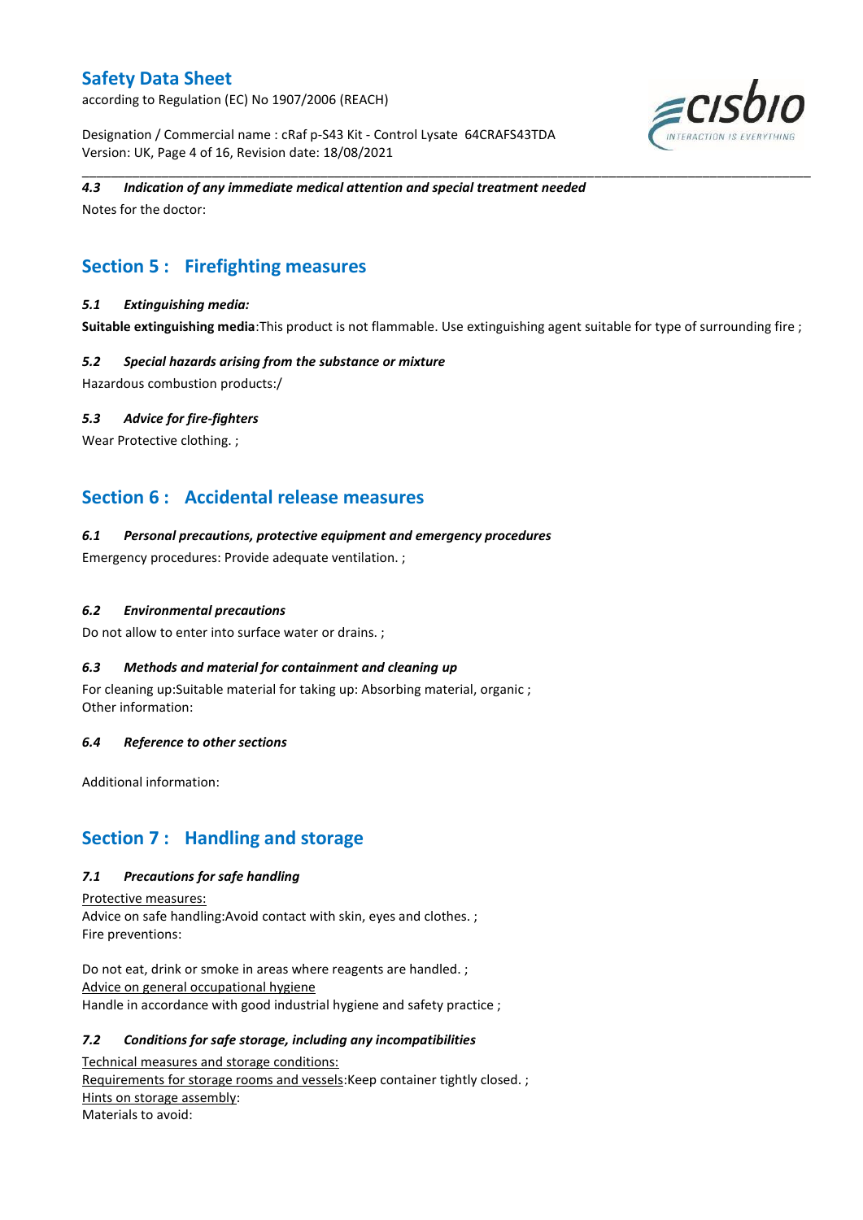#### *4.3 Indication of any immediate medical attention and special treatment needed*

Notes for the doctor:

## Section 5 : Firefighting measures

#### *5.1 Extinguishing media:*

**Suitable extinguishing media**:This product is not flammable. Use extinguishing agent suitable for type of surrounding fire ;

#### *5.2 Special hazards arising from the substance or mixture*

Hazardous combustion products:/

#### *5.3 Advice for fire-fighters*

Wear Protective clothing. ;

## Section 6 : Accidental release measures

#### *6.1 Personal precautions, protective equipment and emergency procedures*

Emergency procedures: Provide adequate ventilation. ;

#### *6.2 Environmental precautions*

Do not allow to enter into surface water or drains. ;

#### *6.3 Methods and material for containment and cleaning up*

For cleaning up:Suitable material for taking up: Absorbing material, organic ;
Other information:

#### *6.4 Reference to other sections*

Additional information:

## Section 7 : Handling and storage

#### *7.1 Precautions for safe handling*

Protective measures:
Advice on safe handling:Avoid contact with skin, eyes and clothes. ;
Fire preventions:

Do not eat, drink or smoke in areas where reagents are handled. ;
Advice on general occupational hygiene
Handle in accordance with good industrial hygiene and safety practice ;

#### *7.2 Conditions for safe storage, including any incompatibilities*

Technical measures and storage conditions:
Requirements for storage rooms and vessels:Keep container tightly closed. ;
Hints on storage assembly:
Materials to avoid: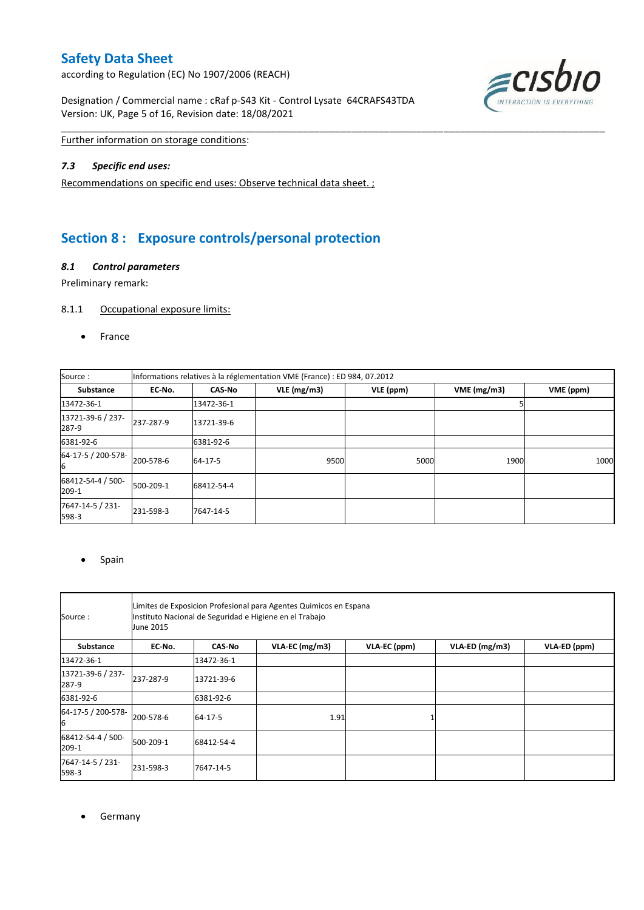Further information on storage conditions:

### *7.3 Specific end uses:*

Recommendations on specific end uses: Observe technical data sheet. ;

## Section 8 : Exposure controls/personal protection

### *8.1 Control parameters*

Preliminary remark:

8.1.1 Occupational exposure limits:

- France

| Source : | Informations relatives à la réglementation VME (France) : ED 984, 07.2012 | | | | | |
|---|---|---|---|---|---|---|
| **Substance** | **EC-No.** | **CAS-No** | **VLE (mg/m3)** | **VLE (ppm)** | **VME (mg/m3)** | **VME (ppm)** |
| 13472-36-1 | | 13472-36-1 | | | 5 | |
| 13721-39-6 / 237-287-9 | 237-287-9 | 13721-39-6 | | | | |
| 6381-92-6 | | 6381-92-6 | | | | |
| 64-17-5 / 200-578-6 | 200-578-6 | 64-17-5 | 9500 | 5000 | 1900 | 1000 |
| 68412-54-4 / 500-209-1 | 500-209-1 | 68412-54-4 | | | | |
| 7647-14-5 / 231-598-3 | 231-598-3 | 7647-14-5 | | | | |

- Spain

| Source : | Limites de Exposicion Profesional para Agentes Quimicos en Espana<br>Instituto Nacional de Seguridad e Higiene en el Trabajo<br>June 2015 | | | | | |
|---|---|---|---|---|---|---|
| **Substance** | **EC-No.** | **CAS-No** | **VLA-EC (mg/m3)** | **VLA-EC (ppm)** | **VLA-ED (mg/m3)** | **VLA-ED (ppm)** |
| 13472-36-1 | | 13472-36-1 | | | | |
| 13721-39-6 / 237-287-9 | 237-287-9 | 13721-39-6 | | | | |
| 6381-92-6 | | 6381-92-6 | | | | |
| 64-17-5 / 200-578-6 | 200-578-6 | 64-17-5 | 1.91 | 1 | | |
| 68412-54-4 / 500-209-1 | 500-209-1 | 68412-54-4 | | | | |
| 7647-14-5 / 231-598-3 | 231-598-3 | 7647-14-5 | | | | |

- Germany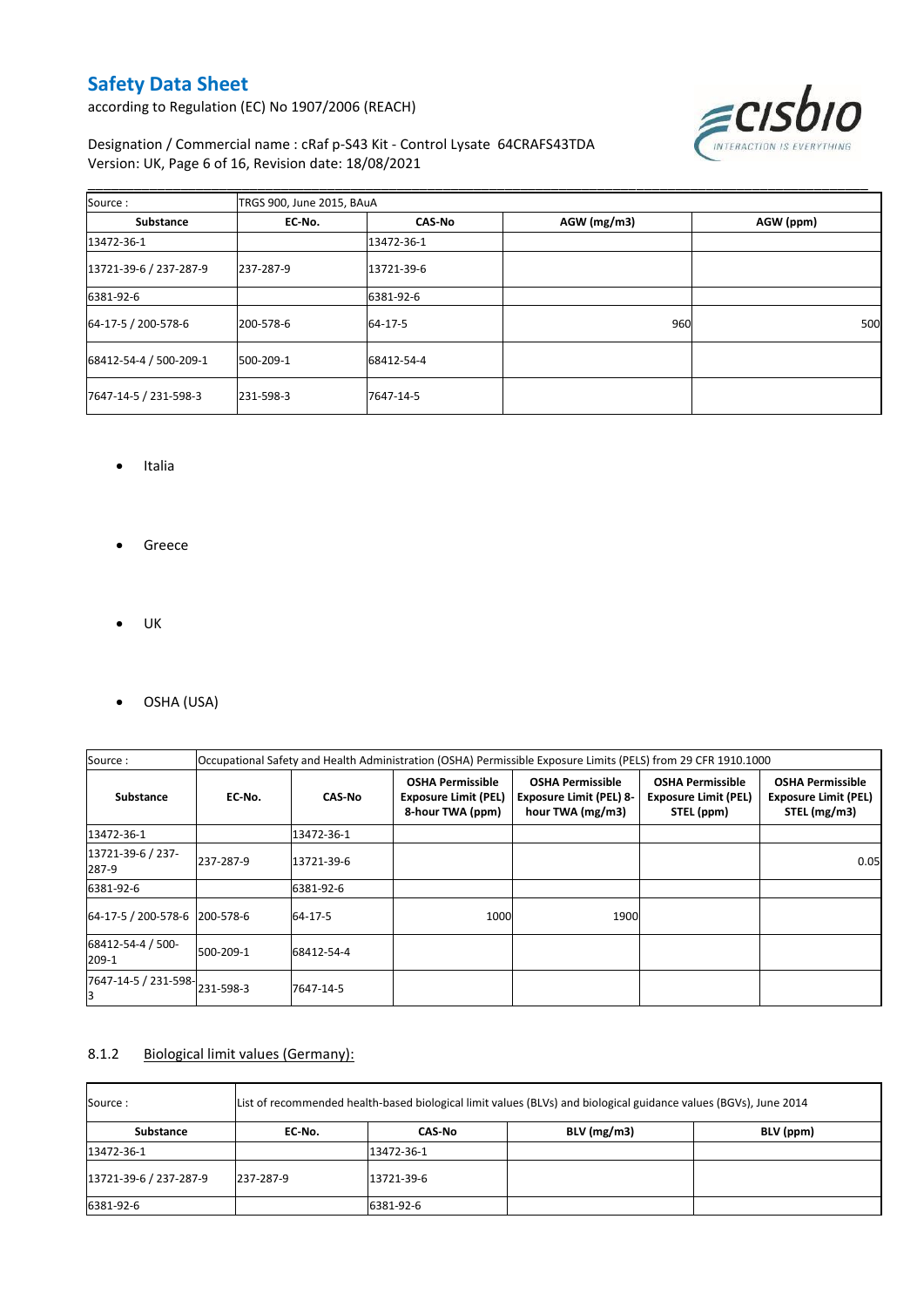| Source : | TRGS 900, June 2015, BAuA | | | |
|---|---|---|---|---|
| **Substance** | **EC-No.** | **CAS-No** | **AGW (mg/m3)** | **AGW (ppm)** |
| 13472-36-1 | | 13472-36-1 | | |
| 13721-39-6 / 237-287-9 | 237-287-9 | 13721-39-6 | | |
| 6381-92-6 | | 6381-92-6 | | |
| 64-17-5 / 200-578-6 | 200-578-6 | 64-17-5 | 960 | 500 |
| 68412-54-4 / 500-209-1 | 500-209-1 | 68412-54-4 | | |
| 7647-14-5 / 231-598-3 | 231-598-3 | 7647-14-5 | | |

- Italia

- Greece

- UK

- OSHA (USA)

| Source : | Occupational Safety and Health Administration (OSHA) Permissible Exposure Limits (PELS) from 29 CFR 1910.1000 | | | | | |
|---|---|---|---|---|---|---|
| **Substance** | **EC-No.** | **CAS-No** | **OSHA Permissible Exposure Limit (PEL) 8-hour TWA (ppm)** | **OSHA Permissible Exposure Limit (PEL) 8-hour TWA (mg/m3)** | **OSHA Permissible Exposure Limit (PEL) STEL (ppm)** | **OSHA Permissible Exposure Limit (PEL) STEL (mg/m3)** |
| 13472-36-1 | | 13472-36-1 | | | | |
| 13721-39-6 / 237-287-9 | 237-287-9 | 13721-39-6 | | | | 0.05 |
| 6381-92-6 | | 6381-92-6 | | | | |
| 64-17-5 / 200-578-6 | 200-578-6 | 64-17-5 | 1000 | 1900 | | |
| 68412-54-4 / 500-209-1 | 500-209-1 | 68412-54-4 | | | | |
| 7647-14-5 / 231-598-3 | 231-598-3 | 7647-14-5 | | | | |

### 8.1.2 Biological limit values (Germany):

| Source : | List of recommended health-based biological limit values (BLVs) and biological guidance values (BGVs), June 2014 | | | |
|---|---|---|---|---|
| **Substance** | **EC-No.** | **CAS-No** | **BLV (mg/m3)** | **BLV (ppm)** |
| 13472-36-1 | | 13472-36-1 | | |
| 13721-39-6 / 237-287-9 | 237-287-9 | 13721-39-6 | | |
| 6381-92-6 | | 6381-92-6 | | |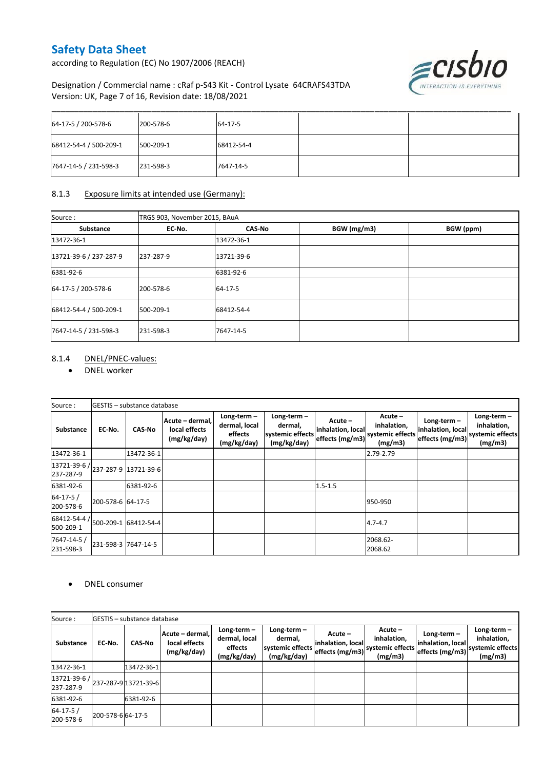| 64-17-5 / 200-578-6 | 200-578-6 | 64-17-5 | | |
|---|---|---|---|---|
| 68412-54-4 / 500-209-1 | 500-209-1 | 68412-54-4 | | |
| 7647-14-5 / 231-598-3 | 231-598-3 | 7647-14-5 | | |

## 8.1.3 Exposure limits at intended use (Germany):

| Source : | TRGS 903, November 2015, BAuA | | | |
|---|---|---|---|---|
| **Substance** | **EC-No.** | **CAS-No** | **BGW (mg/m3)** | **BGW (ppm)** |
| 13472-36-1 | | 13472-36-1 | | |
| 13721-39-6 / 237-287-9 | 237-287-9 | 13721-39-6 | | |
| 6381-92-6 | | 6381-92-6 | | |
| 64-17-5 / 200-578-6 | 200-578-6 | 64-17-5 | | |
| 68412-54-4 / 500-209-1 | 500-209-1 | 68412-54-4 | | |
| 7647-14-5 / 231-598-3 | 231-598-3 | 7647-14-5 | | |

## 8.1.4 DNEL/PNEC-values:

- DNEL worker

| Source : | GESTIS – substance database | | | | | | | | | |
|---|---|---|---|---|---|---|---|---|---|---|
| **Substance** | **EC-No.** | **CAS-No** | **Acute – dermal, local effects (mg/kg/day)** | **Long-term – dermal, local effects (mg/kg/day)** | **Long-term – dermal, systemic effects (mg/kg/day)** | **Acute – inhalation, local effects (mg/m3)** | **Acute – inhalation, systemic effects (mg/m3)** | **Long-term – inhalation, local effects (mg/m3)** | **Long-term – inhalation, systemic effects (mg/m3)** |
| 13472-36-1 | | 13472-36-1 | | | | | 2.79-2.79 | | |
| 13721-39-6 / 237-287-9 | 237-287-9 | 13721-39-6 | | | | | | | |
| 6381-92-6 | | 6381-92-6 | | | | 1.5-1.5 | | | |
| 64-17-5 / 200-578-6 | 200-578-6 | 64-17-5 | | | | | 950-950 | | |
| 68412-54-4 / 500-209-1 | 500-209-1 | 68412-54-4 | | | | | 4.7-4.7 | | |
| 7647-14-5 / 231-598-3 | 231-598-3 | 7647-14-5 | | | | | 2068.62-2068.62 | | |

- DNEL consumer

| Source : | GESTIS – substance database | | | | | | | | |
|---|---|---|---|---|---|---|---|---|---|
| **Substance** | **EC-No.** | **CAS-No** | **Acute – dermal, local effects (mg/kg/day)** | **Long-term – dermal, local effects (mg/kg/day)** | **Long-term – dermal, systemic effects (mg/kg/day)** | **Acute – inhalation, local effects (mg/m3)** | **Acute – inhalation, systemic effects (mg/m3)** | **Long-term – inhalation, local effects (mg/m3)** | **Long-term – inhalation, systemic effects (mg/m3)** |
| 13472-36-1 | | 13472-36-1 | | | | | | | |
| 13721-39-6 / 237-287-9 | 237-287-9 | 13721-39-6 | | | | | | | |
| 6381-92-6 | | 6381-92-6 | | | | | | | |
| 64-17-5 / 200-578-6 | 200-578-6 | 64-17-5 | | | | | | | |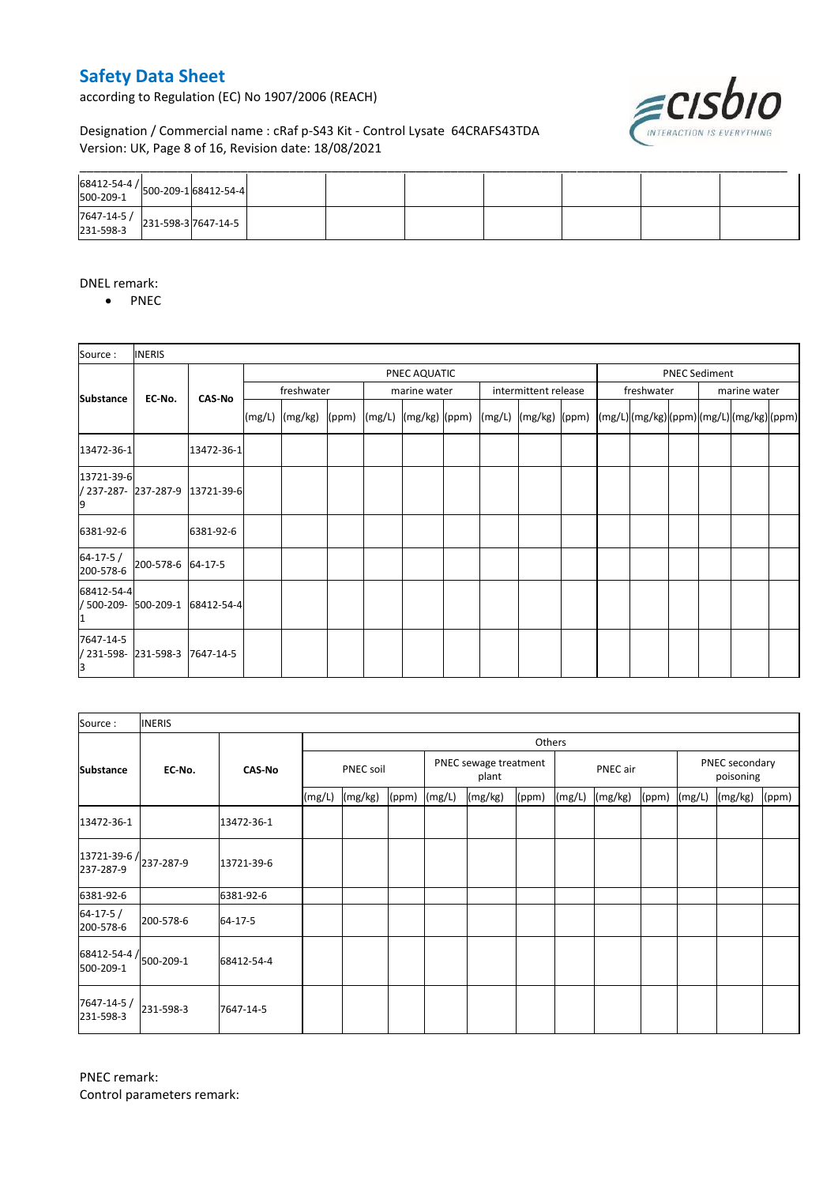| | | | | | | | | |
|---|---|---|---|---|---|---|---|---|
| 68412-54-4 / 500-209-1 | 500-209-1 | 68412-54-4 | | | | | | |
| 7647-14-5 / 231-598-3 | 231-598-3 | 7647-14-5 | | | | | | |

DNEL remark:

- PNEC

| Source : | INERIS | | | | | | | | | | | | | | | | | | | |
|---|---|---|---|---|---|---|---|---|---|---|---|---|---|---|---|---|---|---|---|---|
| Substance | EC-No. | CAS-No | PNEC AQUATIC | | | | | | | | | PNEC Sediment | | | | | |
| | | | freshwater | | | marine water | | | intermittent release | | | freshwater | | | marine water | | |
| | | | (mg/L) | (mg/kg) | (ppm) | (mg/L) | (mg/kg) | (ppm) | (mg/L) | (mg/kg) | (ppm) | (mg/L) | (mg/kg) | (ppm) | (mg/L) | (mg/kg) | (ppm) |
| 13472-36-1 | | 13472-36-1 | | | | | | | | | | | | | | | |
| 13721-39-6 / 237-287-9 | 237-287-9 | 13721-39-6 | | | | | | | | | | | | | | | |
| 6381-92-6 | | 6381-92-6 | | | | | | | | | | | | | | | |
| 64-17-5 / 200-578-6 | 200-578-6 | 64-17-5 | | | | | | | | | | | | | | | |
| 68412-54-4 / 500-209-1 | 500-209-1 | 68412-54-4 | | | | | | | | | | | | | | | |
| 7647-14-5 / 231-598-3 | 231-598-3 | 7647-14-5 | | | | | | | | | | | | | | | |

| Source : | INERIS | | | | | | | | | | | | | | |
|---|---|---|---|---|---|---|---|---|---|---|---|---|---|---|---|
| Substance | EC-No. | CAS-No | Others | | | | | | | | | | | | |
| | | | PNEC soil | | | PNEC sewage treatment plant | | | PNEC air | | | PNEC secondary poisoning | | |
| | | | (mg/L) | (mg/kg) | (ppm) | (mg/L) | (mg/kg) | (ppm) | (mg/L) | (mg/kg) | (ppm) | (mg/L) | (mg/kg) | (ppm) |
| 13472-36-1 | | 13472-36-1 | | | | | | | | | | | | |
| 13721-39-6 / 237-287-9 | 237-287-9 | 13721-39-6 | | | | | | | | | | | | |
| 6381-92-6 | | 6381-92-6 | | | | | | | | | | | | |
| 64-17-5 / 200-578-6 | 200-578-6 | 64-17-5 | | | | | | | | | | | | |
| 68412-54-4 / 500-209-1 | 500-209-1 | 68412-54-4 | | | | | | | | | | | | |
| 7647-14-5 / 231-598-3 | 231-598-3 | 7647-14-5 | | | | | | | | | | | | |

PNEC remark:

Control parameters remark: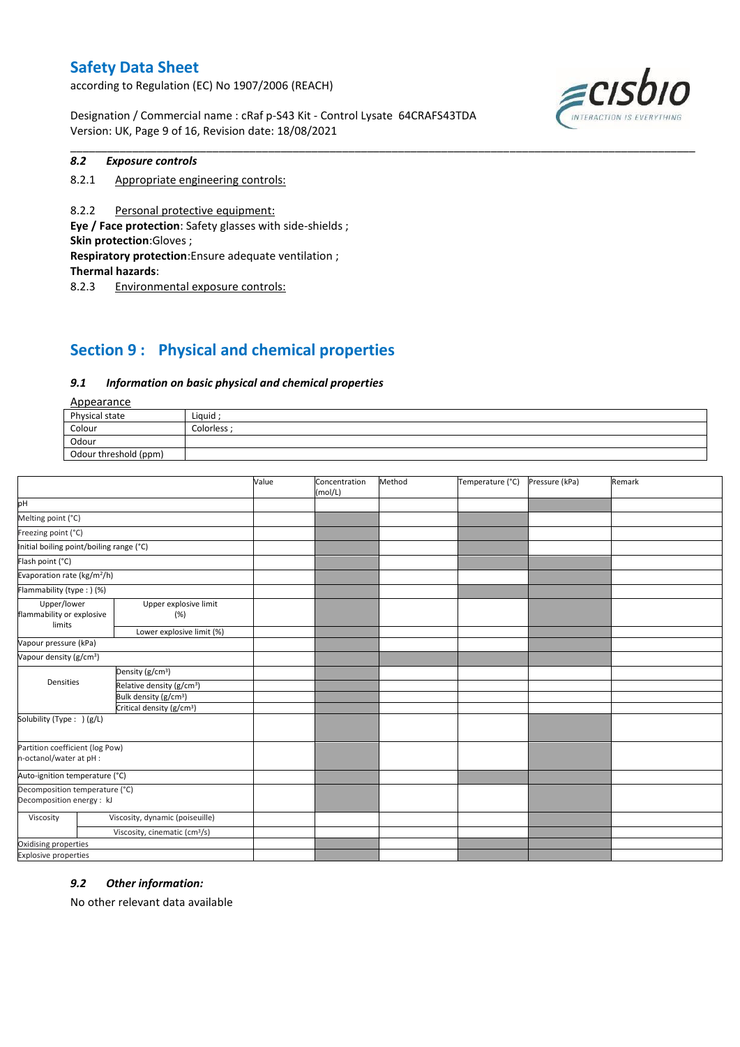### *8.2 Exposure controls*

8.2.1 Appropriate engineering controls:

8.2.2 Personal protective equipment:

**Eye / Face protection**: Safety glasses with side-shields ;
**Skin protection**:Gloves ;
**Respiratory protection**:Ensure adequate ventilation ;
**Thermal hazards**:

8.2.3 Environmental exposure controls:

## Section 9 : Physical and chemical properties

### *9.1 Information on basic physical and chemical properties*

Appearance

| Physical state | Liquid ; |
|---|---|
| Colour | Colorless ; |
| Odour | |
| Odour threshold (ppm) | |

| | | Value | Concentration (mol/L) | Method | Temperature (°C) | Pressure (kPa) | Remark |
|---|---|---|---|---|---|---|---|
| pH | | | | | | | |
| Melting point (°C) | | | | | | | |
| Freezing point (°C) | | | | | | | |
| Initial boiling point/boiling range (°C) | | | | | | | |
| Flash point (°C) | | | | | | | |
| Evaporation rate (kg/m²/h) | | | | | | | |
| Flammability (type : ) (%) | | | | | | | |
| Upper/lower flammability or explosive limits | Upper explosive limit (%) | | | | | | |
| | Lower explosive limit (%) | | | | | | |
| Vapour pressure (kPa) | | | | | | | |
| Vapour density (g/cm³) | | | | | | | |
| Densities | Density (g/cm³) | | | | | | |
| | Relative density (g/cm³) | | | | | | |
| | Bulk density (g/cm³) | | | | | | |
| | Critical density (g/cm³) | | | | | | |
| Solubility (Type : ) (g/L) | | | | | | | |
| Partition coefficient (log Pow) n-octanol/water at pH : | | | | | | | |
| Auto-ignition temperature (°C) | | | | | | | |
| Decomposition temperature (°C) Decomposition energy : kJ | | | | | | | |
| Viscosity | Viscosity, dynamic (poiseuille) | | | | | | |
| | Viscosity, cinematic (cm³/s) | | | | | | |
| Oxidising properties | | | | | | | |
| Explosive properties | | | | | | | |

### *9.2 Other information:*

No other relevant data available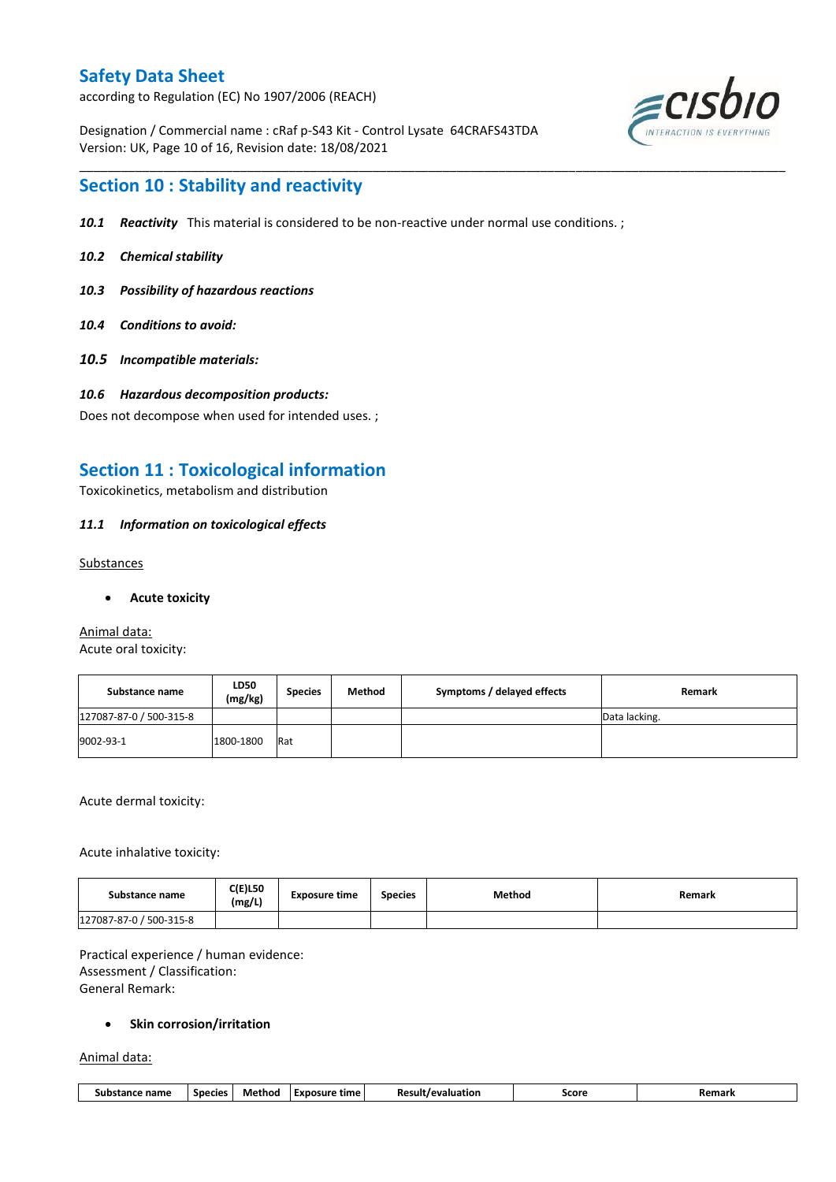## Section 10 : Stability and reactivity

***10.1 Reactivity*** This material is considered to be non-reactive under normal use conditions. ;

***10.2 Chemical stability***

***10.3 Possibility of hazardous reactions***

***10.4 Conditions to avoid:***

***10.5 Incompatible materials:***

***10.6 Hazardous decomposition products:***

Does not decompose when used for intended uses. ;

## Section 11 : Toxicological information

Toxicokinetics, metabolism and distribution

***11.1 Information on toxicological effects***

Substances

- **Acute toxicity**

Animal data:

Acute oral toxicity:

| Substance name | LD50 (mg/kg) | Species | Method | Symptoms / delayed effects | Remark |
|---|---|---|---|---|---|
| 127087-87-0 / 500-315-8 | | | | | Data lacking. |
| 9002-93-1 | 1800-1800 | Rat | | | |

Acute dermal toxicity:

Acute inhalative toxicity:

| Substance name | C(E)L50 (mg/L) | Exposure time | Species | Method | Remark |
|---|---|---|---|---|---|
| 127087-87-0 / 500-315-8 | | | | | |

Practical experience / human evidence:
Assessment / Classification:
General Remark:

- **Skin corrosion/irritation**

Animal data:

| Substance name | Species | Method | Exposure time | Result/evaluation | Score | Remark |
|---|---|---|---|---|---|---|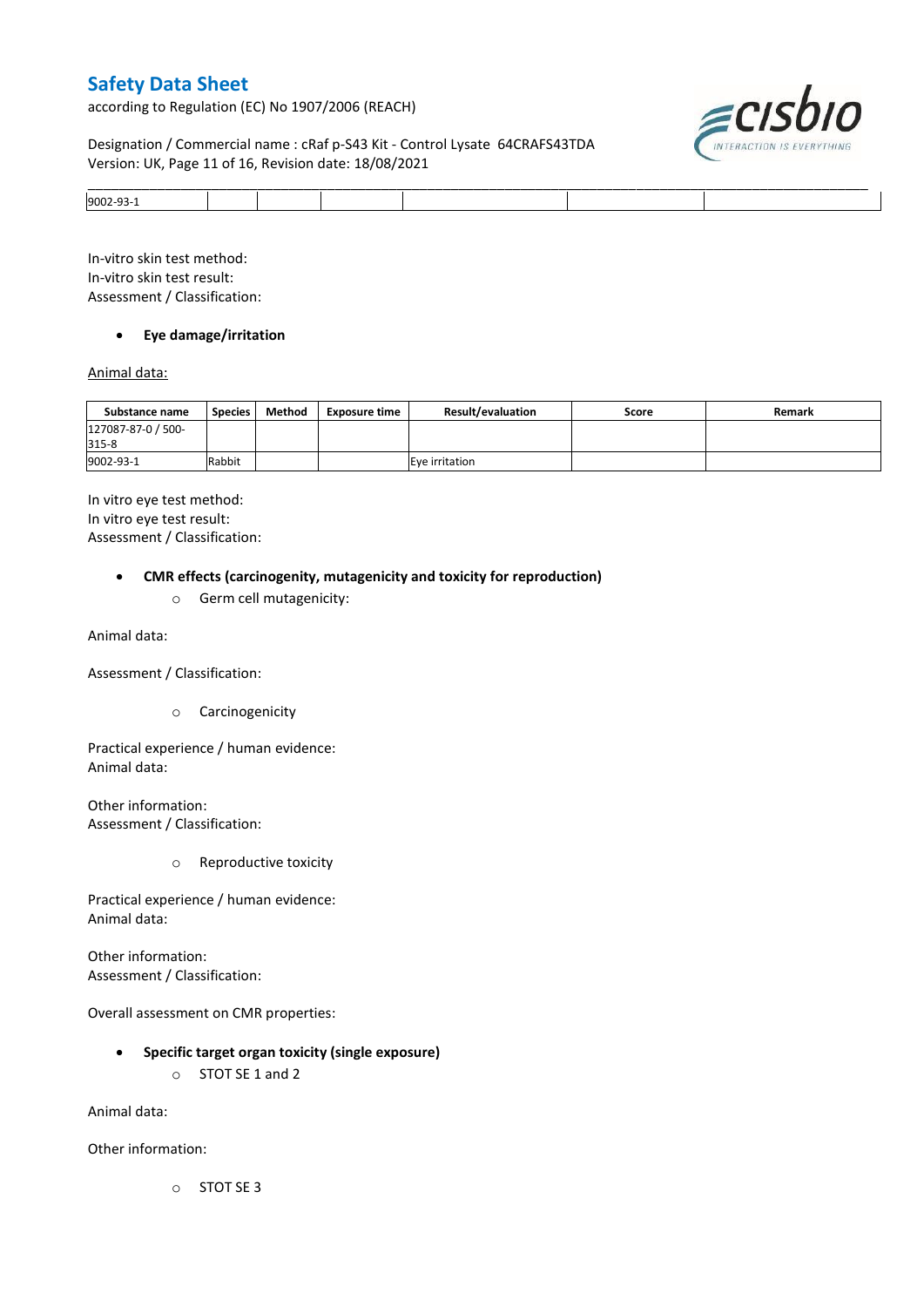| 9002-93-1 | | | | | | |
|---|---|---|---|---|---|---|

In-vitro skin test method:
In-vitro skin test result:
Assessment / Classification:

- **Eye damage/irritation**

Animal data:

| Substance name | Species | Method | Exposure time | Result/evaluation | Score | Remark |
|---|---|---|---|---|---|---|
| 127087-87-0 / 500-315-8 | | | | | | |
| 9002-93-1 | Rabbit | | | Eye irritation | | |

In vitro eye test method:
In vitro eye test result:
Assessment / Classification:

- **CMR effects (carcinogenity, mutagenicity and toxicity for reproduction)**
  - Germ cell mutagenicity:

Animal data:

Assessment / Classification:

  - Carcinogenicity

Practical experience / human evidence:
Animal data:

Other information:
Assessment / Classification:

  - Reproductive toxicity

Practical experience / human evidence:
Animal data:

Other information:
Assessment / Classification:

Overall assessment on CMR properties:

- **Specific target organ toxicity (single exposure)**
  - STOT SE 1 and 2

Animal data:

Other information:

  - STOT SE 3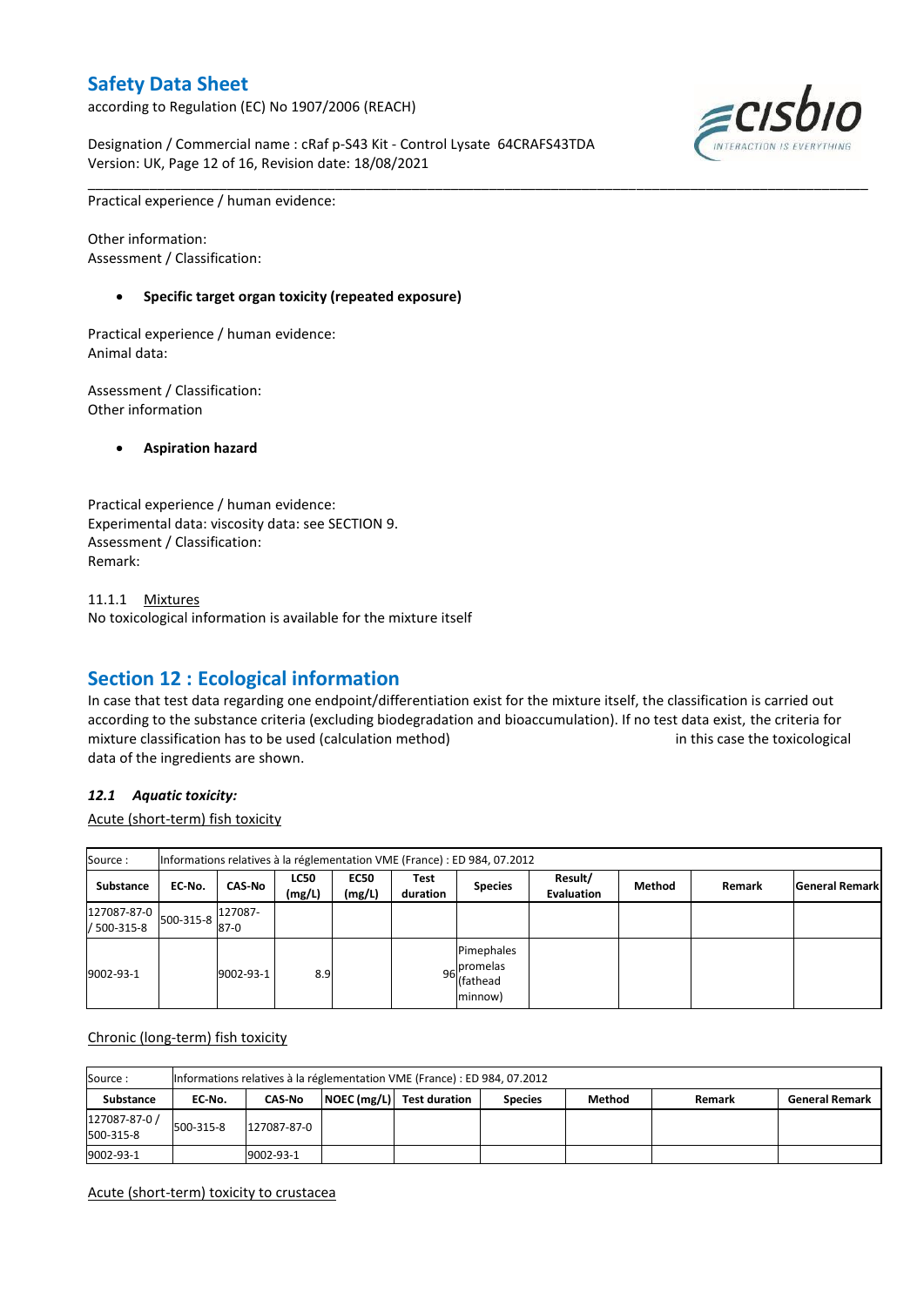Practical experience / human evidence:

Other information:
Assessment / Classification:

- **Specific target organ toxicity (repeated exposure)**

Practical experience / human evidence:
Animal data:

Assessment / Classification:
Other information

- **Aspiration hazard**

Practical experience / human evidence:
Experimental data: viscosity data: see SECTION 9.
Assessment / Classification:
Remark:

11.1.1 Mixtures
No toxicological information is available for the mixture itself

## Section 12 : Ecological information

In case that test data regarding one endpoint/differentiation exist for the mixture itself, the classification is carried out according to the substance criteria (excluding biodegradation and bioaccumulation). If no test data exist, the criteria for mixture classification has to be used (calculation method) in this case the toxicological data of the ingredients are shown.

### *12.1 Aquatic toxicity:*

Acute (short-term) fish toxicity

| Source : | Informations relatives à la réglementation VME (France) : ED 984, 07.2012 | | | | | | | | | |
|---|---|---|---|---|---|---|---|---|---|---|
| **Substance** | **EC-No.** | **CAS-No** | **LC50 (mg/L)** | **EC50 (mg/L)** | **Test duration** | **Species** | **Result/ Evaluation** | **Method** | **Remark** | **General Remark** |
| 127087-87-0 / 500-315-8 | 500-315-8 | 127087-87-0 | | | | | | | | |
| 9002-93-1 | | 9002-93-1 | 8.9 | | 96 | Pimephales promelas (fathead minnow) | | | | |

Chronic (long-term) fish toxicity

| Source : | Informations relatives à la réglementation VME (France) : ED 984, 07.2012 | | | | | | | |
|---|---|---|---|---|---|---|---|---|
| **Substance** | **EC-No.** | **CAS-No** | **NOEC (mg/L)** | **Test duration** | **Species** | **Method** | **Remark** | **General Remark** |
| 127087-87-0 / 500-315-8 | 500-315-8 | 127087-87-0 | | | | | | |
| 9002-93-1 | | 9002-93-1 | | | | | | |

Acute (short-term) toxicity to crustacea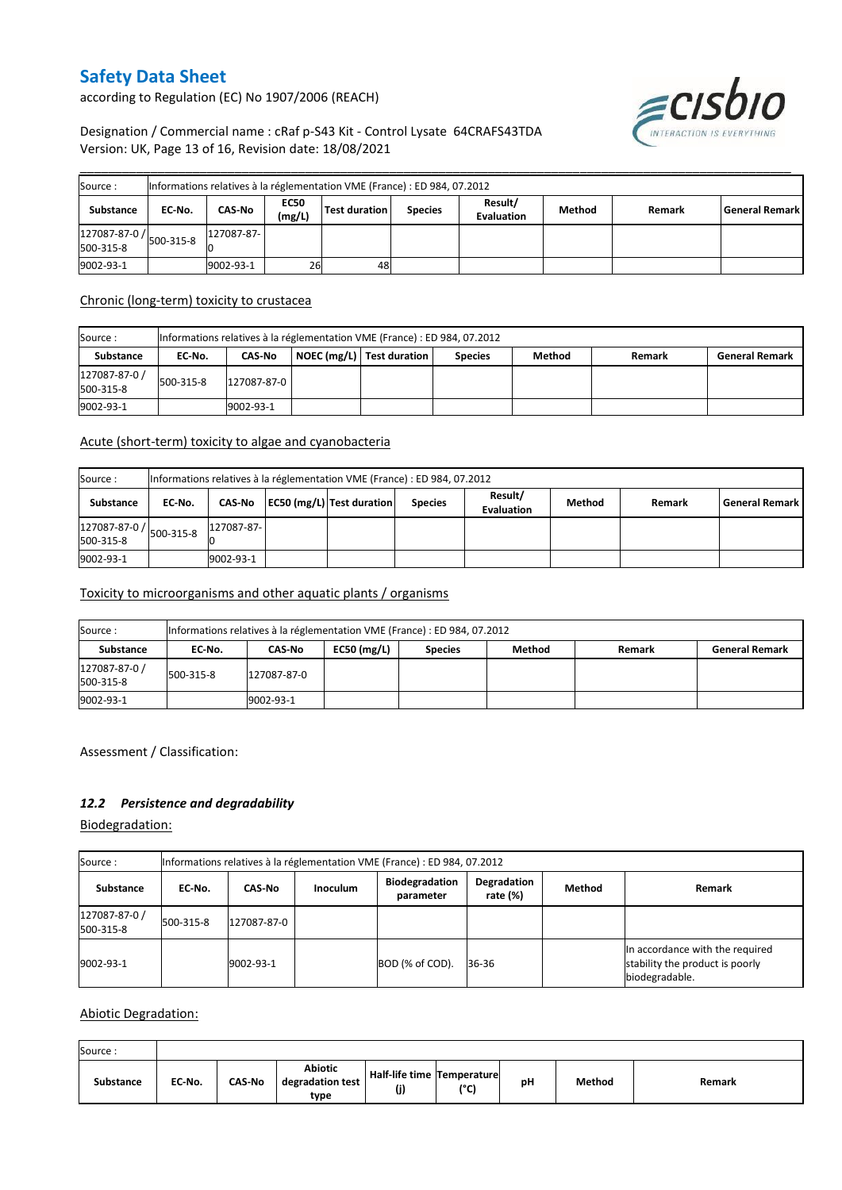| Source : | Informations relatives à la réglementation VME (France) : ED 984, 07.2012 | | | | | | | | |
|---|---|---|---|---|---|---|---|---|---|
| Substance | EC-No. | CAS-No | EC50 (mg/L) | Test duration | Species | Result/ Evaluation | Method | Remark | General Remark |
| 127087-87-0 / 500-315-8 | 500-315-8 | 127087-87-0 | | | | | | | |
| 9002-93-1 | | 9002-93-1 | 26 | 48 | | | | | |

Chronic (long-term) toxicity to crustacea

| Source : | Informations relatives à la réglementation VME (France) : ED 984, 07.2012 | | | | | | | |
|---|---|---|---|---|---|---|---|---|
| Substance | EC-No. | CAS-No | NOEC (mg/L) | Test duration | Species | Method | Remark | General Remark |
| 127087-87-0 / 500-315-8 | 500-315-8 | 127087-87-0 | | | | | | |
| 9002-93-1 | | 9002-93-1 | | | | | | |

Acute (short-term) toxicity to algae and cyanobacteria

| Source : | Informations relatives à la réglementation VME (France) : ED 984, 07.2012 | | | | | | | | |
|---|---|---|---|---|---|---|---|---|---|
| Substance | EC-No. | CAS-No | EC50 (mg/L) | Test duration | Species | Result/ Evaluation | Method | Remark | General Remark |
| 127087-87-0 / 500-315-8 | 500-315-8 | 127087-87-0 | | | | | | | |
| 9002-93-1 | | 9002-93-1 | | | | | | | |

Toxicity to microorganisms and other aquatic plants / organisms

| Source : | Informations relatives à la réglementation VME (France) : ED 984, 07.2012 | | | | | | |
|---|---|---|---|---|---|---|---|
| Substance | EC-No. | CAS-No | EC50 (mg/L) | Species | Method | Remark | General Remark |
| 127087-87-0 / 500-315-8 | 500-315-8 | 127087-87-0 | | | | | |
| 9002-93-1 | | 9002-93-1 | | | | | |

Assessment / Classification:

### *12.2 Persistence and degradability*

Biodegradation:

| Source : | Informations relatives à la réglementation VME (France) : ED 984, 07.2012 | | | | | | |
|---|---|---|---|---|---|---|---|
| Substance | EC-No. | CAS-No | Inoculum | Biodegradation parameter | Degradation rate (%) | Method | Remark |
| 127087-87-0 / 500-315-8 | 500-315-8 | 127087-87-0 | | | | | |
| 9002-93-1 | | 9002-93-1 | | BOD (% of COD). | 36-36 | | In accordance with the required stability the product is poorly biodegradable. |

Abiotic Degradation:

| Source : | | | | | | | | |
|---|---|---|---|---|---|---|---|---|
| Substance | EC-No. | CAS-No | Abiotic degradation test type | Half-life time (j) | Temperature (°C) | pH | Method | Remark |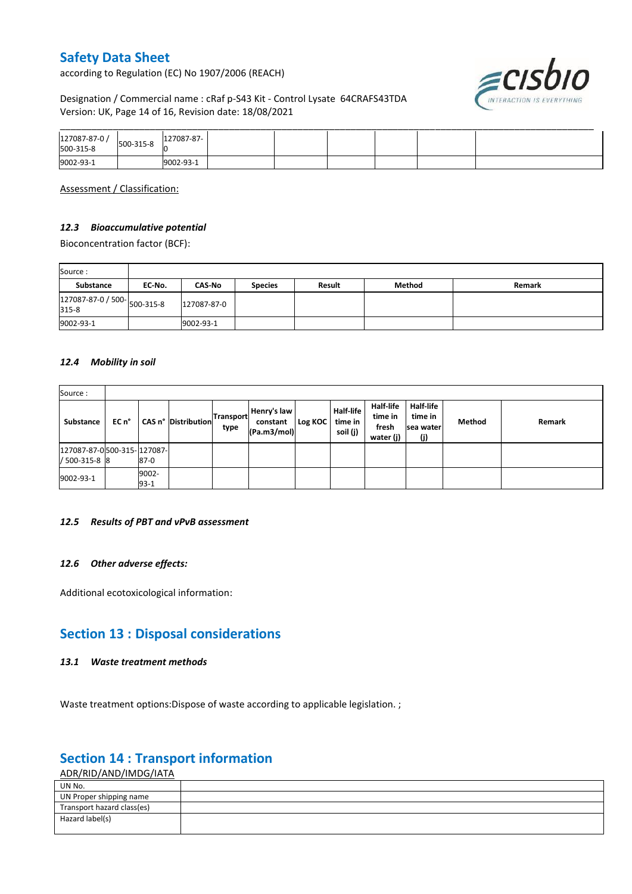| 127087-87-0 / 500-315-8 | 500-315-8 | 127087-87-0 | | | | | | |
|---|---|---|---|---|---|---|---|---|
| 9002-93-1 | | 9002-93-1 | | | | | | |

Assessment / Classification:

### *12.3 Bioaccumulative potential*

Bioconcentration factor (BCF):

| Source : | | | | | | |
|---|---|---|---|---|---|---|
| **Substance** | **EC-No.** | **CAS-No** | **Species** | **Result** | **Method** | **Remark** |
| 127087-87-0 / 500-315-8 | 500-315-8 | 127087-87-0 | | | | |
| 9002-93-1 | | 9002-93-1 | | | | |

### *12.4 Mobility in soil*

| Source : | | | | | | | | | | | |
|---|---|---|---|---|---|---|---|---|---|---|---|
| **Substance** | **EC n°** | **CAS n°** | **Distribution** | **Transport type** | **Henry's law constant (Pa.m3/mol)** | **Log KOC** | **Half-life time in soil (j)** | **Half-life time in fresh water (j)** | **Half-life time in sea water (j)** | **Method** | **Remark** |
| 127087-87-0 / 500-315-8 | 500-315-8 | 127087-87-0 | | | | | | | | | |
| 9002-93-1 | | 9002-93-1 | | | | | | | | | |

### *12.5 Results of PBT and vPvB assessment*

### *12.6 Other adverse effects:*

Additional ecotoxicological information:

## Section 13 : Disposal considerations

### *13.1 Waste treatment methods*

Waste treatment options:Dispose of waste according to applicable legislation. ;

## Section 14 : Transport information

ADR/RID/AND/IMDG/IATA

| UN No. | |
|---|---|
| UN Proper shipping name | |
| Transport hazard class(es) | |
| Hazard label(s) | |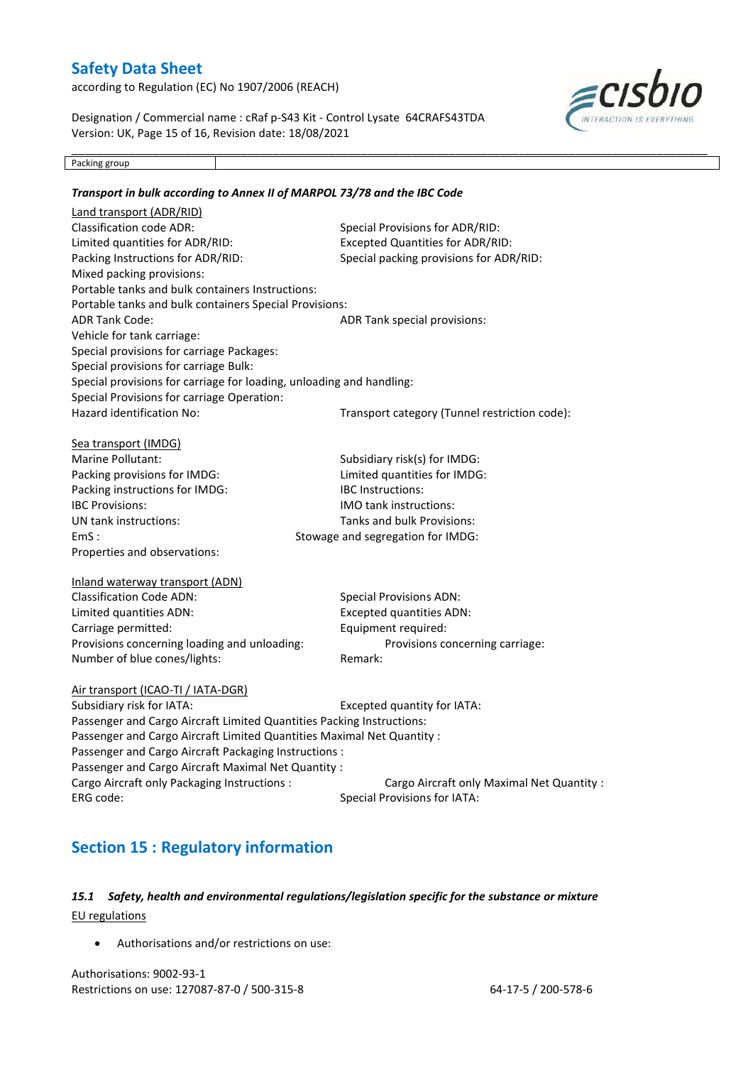| Packing group | |
|---|---|

***Transport in bulk according to Annex II of MARPOL 73/78 and the IBC Code***

Land transport (ADR/RID)

Classification code ADR:
Special Provisions for ADR/RID:
Limited quantities for ADR/RID:
Excepted Quantities for ADR/RID:
Packing Instructions for ADR/RID:
Special packing provisions for ADR/RID:
Mixed packing provisions:
Portable tanks and bulk containers Instructions:
Portable tanks and bulk containers Special Provisions:
ADR Tank Code:
ADR Tank special provisions:
Vehicle for tank carriage:
Special provisions for carriage Packages:
Special provisions for carriage Bulk:
Special provisions for carriage for loading, unloading and handling:
Special Provisions for carriage Operation:
Hazard identification No:
Transport category (Tunnel restriction code):

Sea transport (IMDG)

Marine Pollutant:
Subsidiary risk(s) for IMDG:
Packing provisions for IMDG:
Limited quantities for IMDG:
Packing instructions for IMDG:
IBC Instructions:
IBC Provisions:
IMO tank instructions:
UN tank instructions:
Tanks and bulk Provisions:
EmS :
Stowage and segregation for IMDG:
Properties and observations:

Inland waterway transport (ADN)

Classification Code ADN:
Special Provisions ADN:
Limited quantities ADN:
Excepted quantities ADN:
Carriage permitted:
Equipment required:
Provisions concerning loading and unloading:
Provisions concerning carriage:
Number of blue cones/lights:
Remark:

Air transport (ICAO-TI / IATA-DGR)

Subsidiary risk for IATA:
Excepted quantity for IATA:
Passenger and Cargo Aircraft Limited Quantities Packing Instructions:
Passenger and Cargo Aircraft Limited Quantities Maximal Net Quantity :
Passenger and Cargo Aircraft Packaging Instructions :
Passenger and Cargo Aircraft Maximal Net Quantity :
Cargo Aircraft only Packaging Instructions :
Cargo Aircraft only Maximal Net Quantity :
ERG code:
Special Provisions for IATA:

## Section 15 : Regulatory information

### *15.1 Safety, health and environmental regulations/legislation specific for the substance or mixture*

EU regulations

- Authorisations and/or restrictions on use:

Authorisations: 9002-93-1
Restrictions on use: 127087-87-0 / 500-315-8 64-17-5 / 200-578-6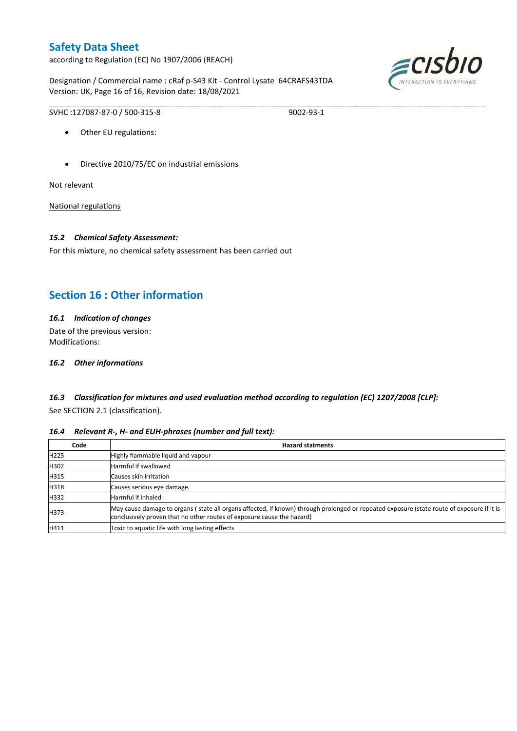SVHC :127087-87-0 / 500-315-8 9002-93-1

- Other EU regulations:

- Directive 2010/75/EC on industrial emissions

Not relevant

National regulations

### *15.2 Chemical Safety Assessment:*

For this mixture, no chemical safety assessment has been carried out

## Section 16 : Other information

### *16.1 Indication of changes*

Date of the previous version:
Modifications:

### *16.2 Other informations*

### *16.3 Classification for mixtures and used evaluation method according to regulation (EC) 1207/2008 [CLP]:*

See SECTION 2.1 (classification).

### *16.4 Relevant R-, H- and EUH-phrases (number and full text):*

| Code | Hazard statments |
|---|---|
| H225 | Highly flammable liquid and vapour |
| H302 | Harmful if swallowed |
| H315 | Causes skin irritation |
| H318 | Causes serious eye damage. |
| H332 | Harmful if inhaled |
| H373 | May cause damage to organs ( state all organs affected, if known) through prolonged or repeated exposure (state route of exposure if it is conclusively proven that no other routes of exposure cause the hazard) |
| H411 | Toxic to aquatic life with long lasting effects |